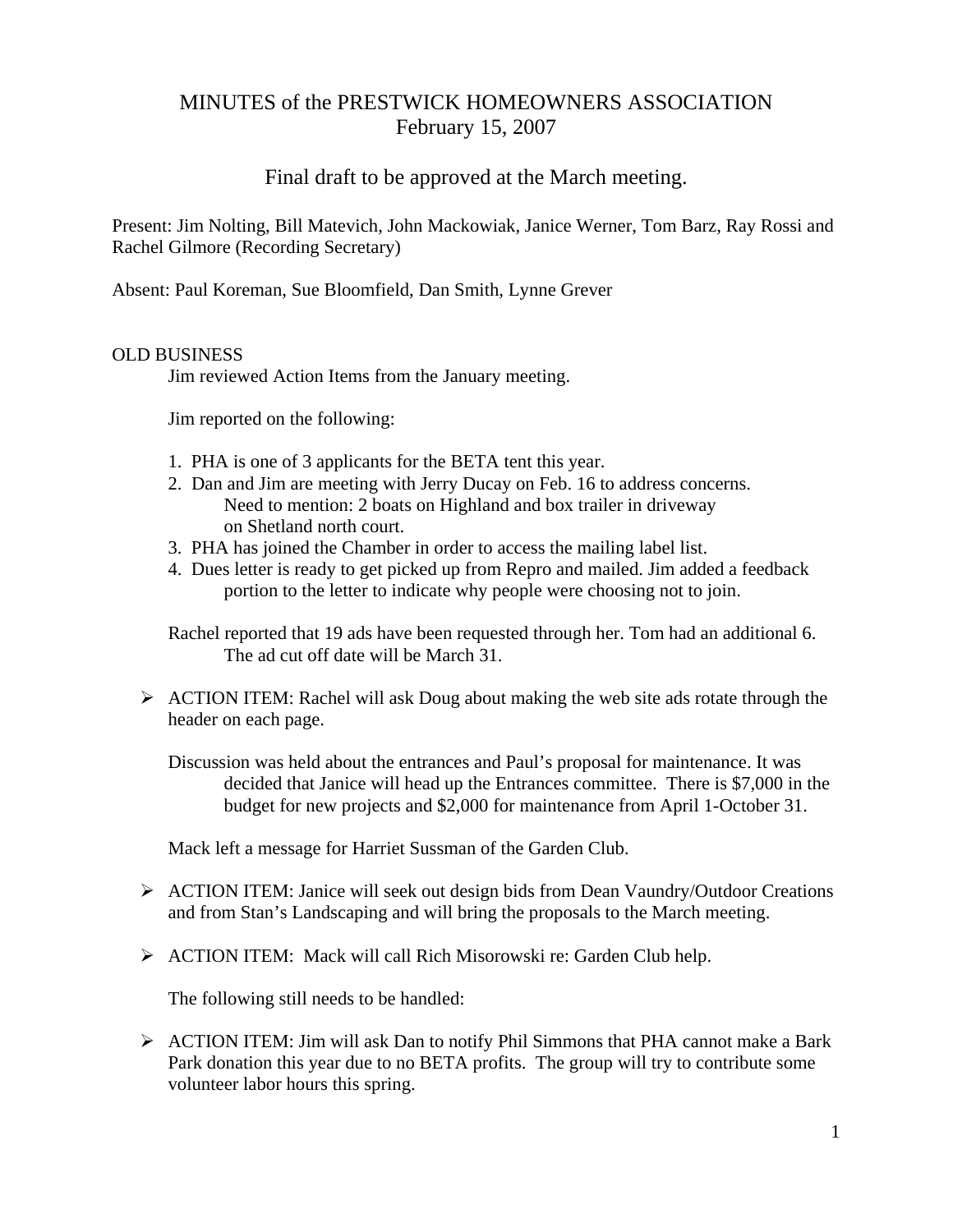# MINUTES of the PRESTWICK HOMEOWNERS ASSOCIATION
February 15, 2007

## Final draft to be approved at the March meeting.

Present: Jim Nolting, Bill Matevich, John Mackowiak, Janice Werner, Tom Barz, Ray Rossi and Rachel Gilmore (Recording Secretary)

Absent: Paul Koreman, Sue Bloomfield, Dan Smith, Lynne Grever

### OLD BUSINESS

Jim reviewed Action Items from the January meeting.

Jim reported on the following:

1. PHA is one of 3 applicants for the BETA tent this year.
2. Dan and Jim are meeting with Jerry Ducay on Feb. 16 to address concerns. Need to mention: 2 boats on Highland and box trailer in driveway on Shetland north court.
3. PHA has joined the Chamber in order to access the mailing label list.
4. Dues letter is ready to get picked up from Repro and mailed. Jim added a feedback portion to the letter to indicate why people were choosing not to join.

Rachel reported that 19 ads have been requested through her. Tom had an additional 6. The ad cut off date will be March 31.

- ACTION ITEM: Rachel will ask Doug about making the web site ads rotate through the header on each page.

Discussion was held about the entrances and Paul's proposal for maintenance. It was decided that Janice will head up the Entrances committee. There is $7,000 in the budget for new projects and $2,000 for maintenance from April 1-October 31.

Mack left a message for Harriet Sussman of the Garden Club.

- ACTION ITEM: Janice will seek out design bids from Dean Vaundry/Outdoor Creations and from Stan's Landscaping and will bring the proposals to the March meeting.

- ACTION ITEM: Mack will call Rich Misorowski re: Garden Club help.

The following still needs to be handled:

- ACTION ITEM: Jim will ask Dan to notify Phil Simmons that PHA cannot make a Bark Park donation this year due to no BETA profits. The group will try to contribute some volunteer labor hours this spring.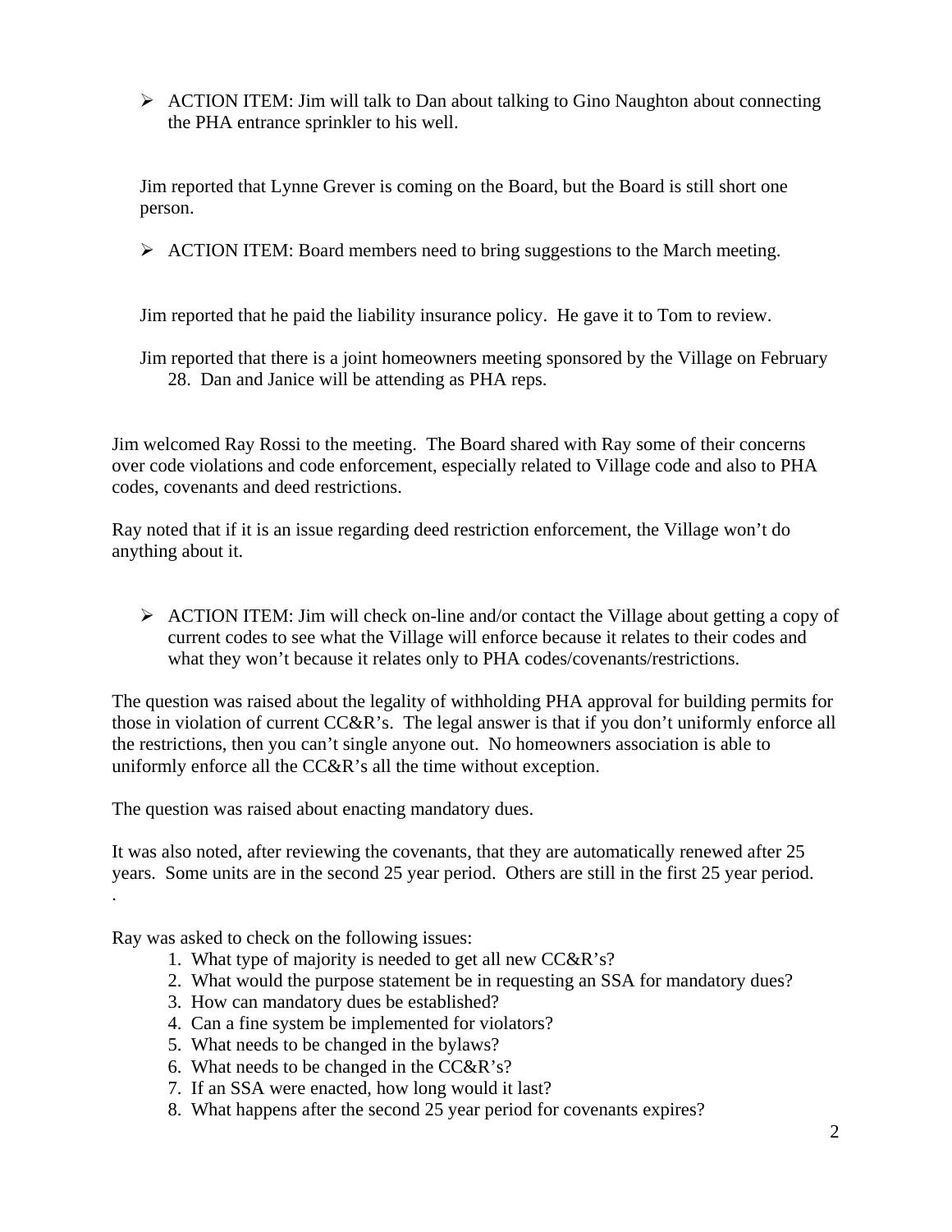- ACTION ITEM: Jim will talk to Dan about talking to Gino Naughton about connecting the PHA entrance sprinkler to his well.

Jim reported that Lynne Grever is coming on the Board, but the Board is still short one person.

- ACTION ITEM: Board members need to bring suggestions to the March meeting.

Jim reported that he paid the liability insurance policy. He gave it to Tom to review.

Jim reported that there is a joint homeowners meeting sponsored by the Village on February 28. Dan and Janice will be attending as PHA reps.

Jim welcomed Ray Rossi to the meeting. The Board shared with Ray some of their concerns over code violations and code enforcement, especially related to Village code and also to PHA codes, covenants and deed restrictions.

Ray noted that if it is an issue regarding deed restriction enforcement, the Village won't do anything about it.

- ACTION ITEM: Jim will check on-line and/or contact the Village about getting a copy of current codes to see what the Village will enforce because it relates to their codes and what they won't because it relates only to PHA codes/covenants/restrictions.

The question was raised about the legality of withholding PHA approval for building permits for those in violation of current CC&R's. The legal answer is that if you don't uniformly enforce all the restrictions, then you can't single anyone out. No homeowners association is able to uniformly enforce all the CC&R's all the time without exception.

The question was raised about enacting mandatory dues.

It was also noted, after reviewing the covenants, that they are automatically renewed after 25 years. Some units are in the second 25 year period. Others are still in the first 25 year period.
.

Ray was asked to check on the following issues:

1. What type of majority is needed to get all new CC&R's?
2. What would the purpose statement be in requesting an SSA for mandatory dues?
3. How can mandatory dues be established?
4. Can a fine system be implemented for violators?
5. What needs to be changed in the bylaws?
6. What needs to be changed in the CC&R's?
7. If an SSA were enacted, how long would it last?
8. What happens after the second 25 year period for covenants expires?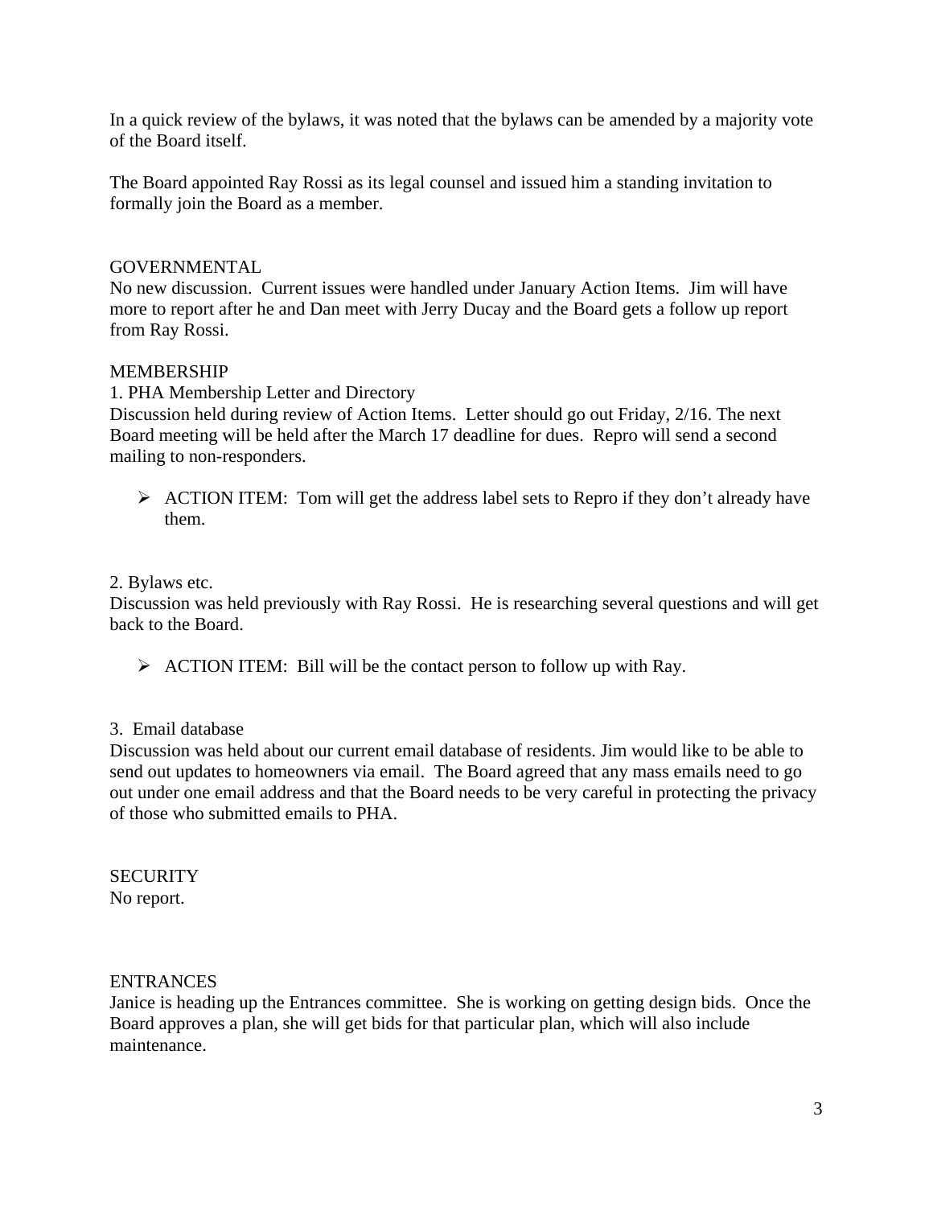In a quick review of the bylaws, it was noted that the bylaws can be amended by a majority vote of the Board itself.

The Board appointed Ray Rossi as its legal counsel and issued him a standing invitation to formally join the Board as a member.

## GOVERNMENTAL

No new discussion. Current issues were handled under January Action Items. Jim will have more to report after he and Dan meet with Jerry Ducay and the Board gets a follow up report from Ray Rossi.

## MEMBERSHIP

### 1. PHA Membership Letter and Directory

Discussion held during review of Action Items. Letter should go out Friday, 2/16. The next Board meeting will be held after the March 17 deadline for dues. Repro will send a second mailing to non-responders.

- ACTION ITEM: Tom will get the address label sets to Repro if they don't already have them.

### 2. Bylaws etc.

Discussion was held previously with Ray Rossi. He is researching several questions and will get back to the Board.

- ACTION ITEM: Bill will be the contact person to follow up with Ray.

### 3. Email database

Discussion was held about our current email database of residents. Jim would like to be able to send out updates to homeowners via email. The Board agreed that any mass emails need to go out under one email address and that the Board needs to be very careful in protecting the privacy of those who submitted emails to PHA.

## SECURITY

No report.

## ENTRANCES

Janice is heading up the Entrances committee. She is working on getting design bids. Once the Board approves a plan, she will get bids for that particular plan, which will also include maintenance.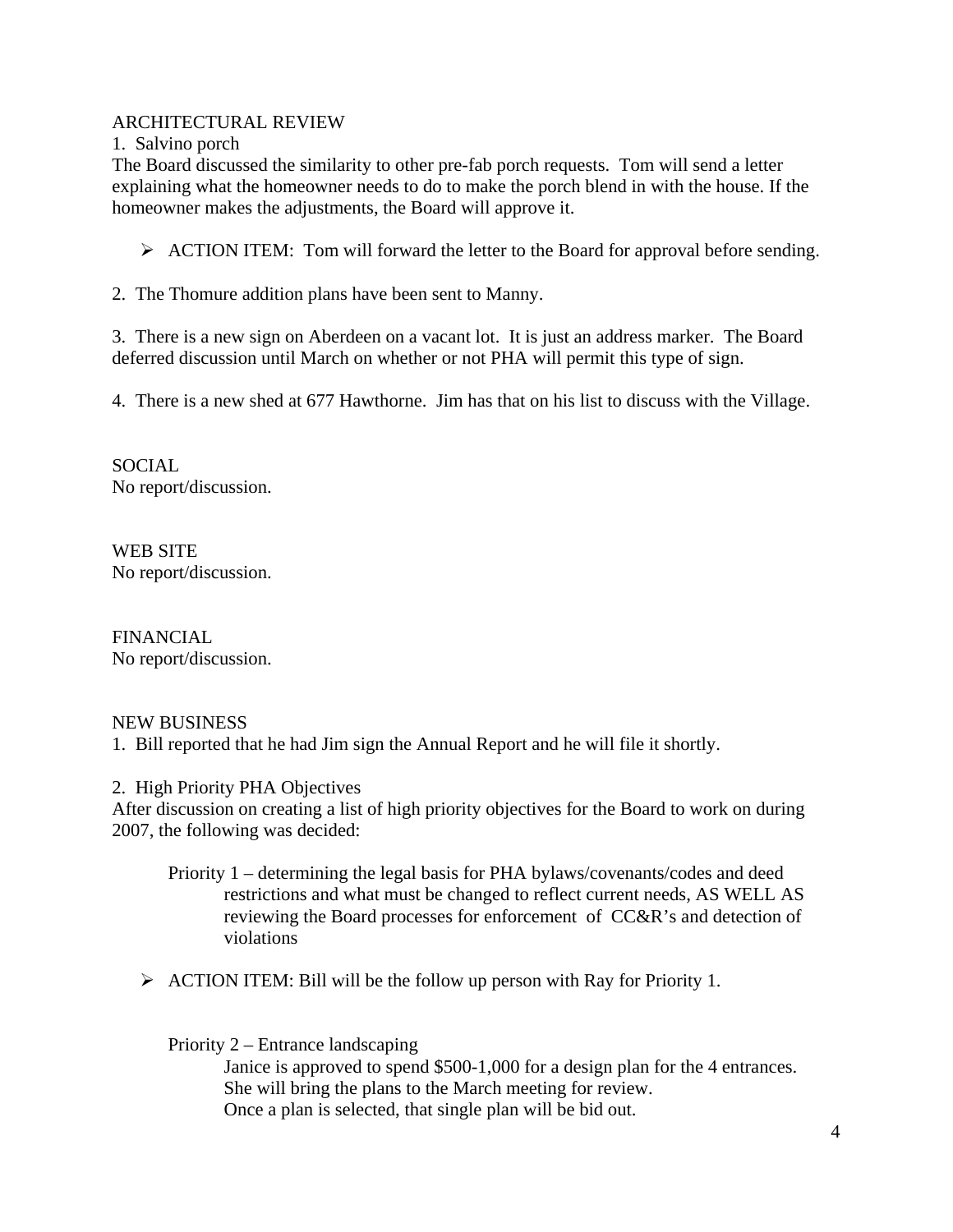ARCHITECTURAL REVIEW

1. Salvino porch

The Board discussed the similarity to other pre-fab porch requests. Tom will send a letter explaining what the homeowner needs to do to make the porch blend in with the house. If the homeowner makes the adjustments, the Board will approve it.

- ACTION ITEM: Tom will forward the letter to the Board for approval before sending.

2. The Thomure addition plans have been sent to Manny.

3. There is a new sign on Aberdeen on a vacant lot. It is just an address marker. The Board deferred discussion until March on whether or not PHA will permit this type of sign.

4. There is a new shed at 677 Hawthorne. Jim has that on his list to discuss with the Village.

SOCIAL

No report/discussion.

WEB SITE

No report/discussion.

FINANCIAL

No report/discussion.

NEW BUSINESS

1. Bill reported that he had Jim sign the Annual Report and he will file it shortly.

2. High Priority PHA Objectives

After discussion on creating a list of high priority objectives for the Board to work on during 2007, the following was decided:

Priority 1 – determining the legal basis for PHA bylaws/covenants/codes and deed restrictions and what must be changed to reflect current needs, AS WELL AS reviewing the Board processes for enforcement of CC&R's and detection of violations

- ACTION ITEM: Bill will be the follow up person with Ray for Priority 1.

Priority 2 – Entrance landscaping

Janice is approved to spend $500-1,000 for a design plan for the 4 entrances.
She will bring the plans to the March meeting for review.
Once a plan is selected, that single plan will be bid out.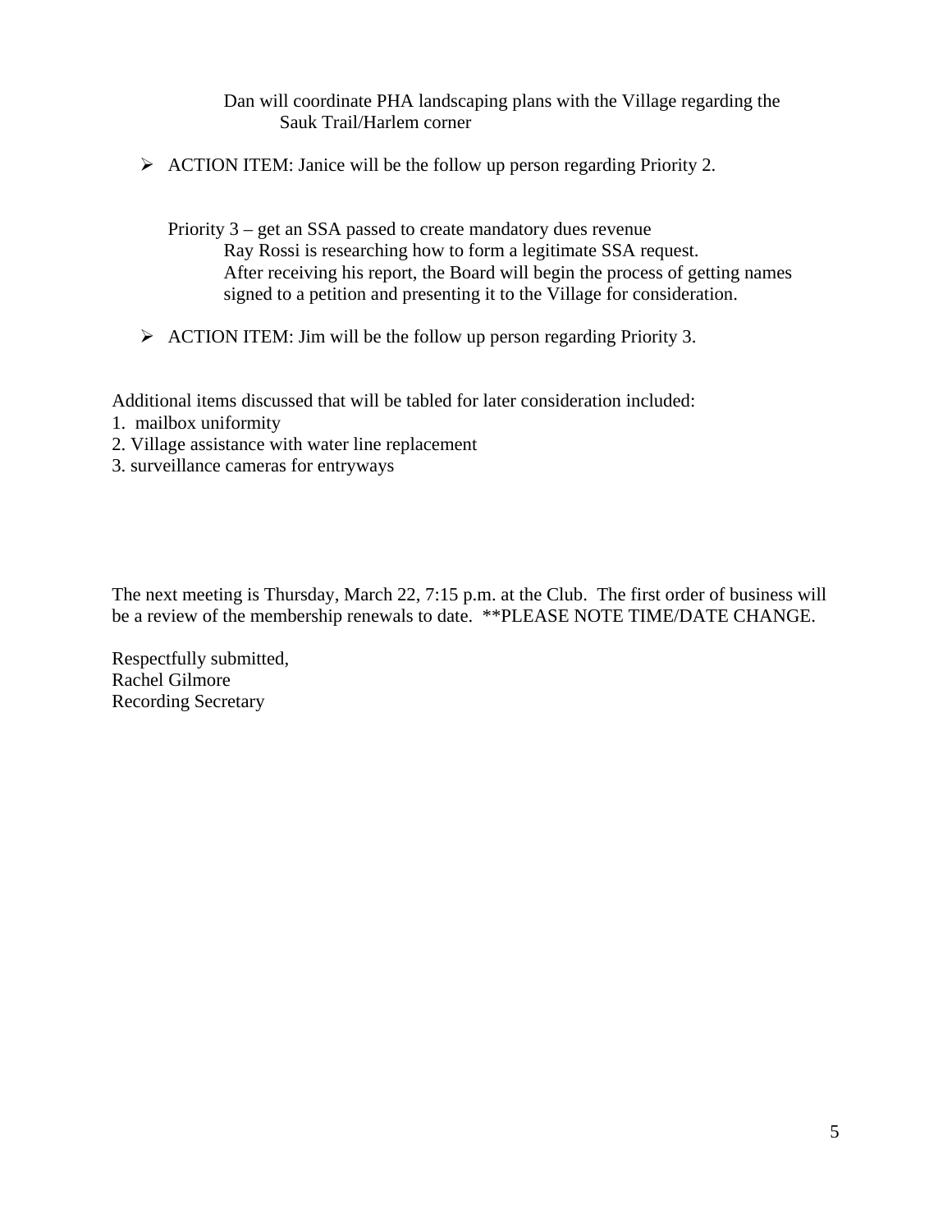Dan will coordinate PHA landscaping plans with the Village regarding the Sauk Trail/Harlem corner

- ACTION ITEM: Janice will be the follow up person regarding Priority 2.

Priority 3 – get an SSA passed to create mandatory dues revenue
Ray Rossi is researching how to form a legitimate SSA request.
After receiving his report, the Board will begin the process of getting names signed to a petition and presenting it to the Village for consideration.

- ACTION ITEM: Jim will be the follow up person regarding Priority 3.

Additional items discussed that will be tabled for later consideration included:
1. mailbox uniformity
2. Village assistance with water line replacement
3. surveillance cameras for entryways

The next meeting is Thursday, March 22, 7:15 p.m. at the Club. The first order of business will be a review of the membership renewals to date. **PLEASE NOTE TIME/DATE CHANGE.

Respectfully submitted,
Rachel Gilmore
Recording Secretary